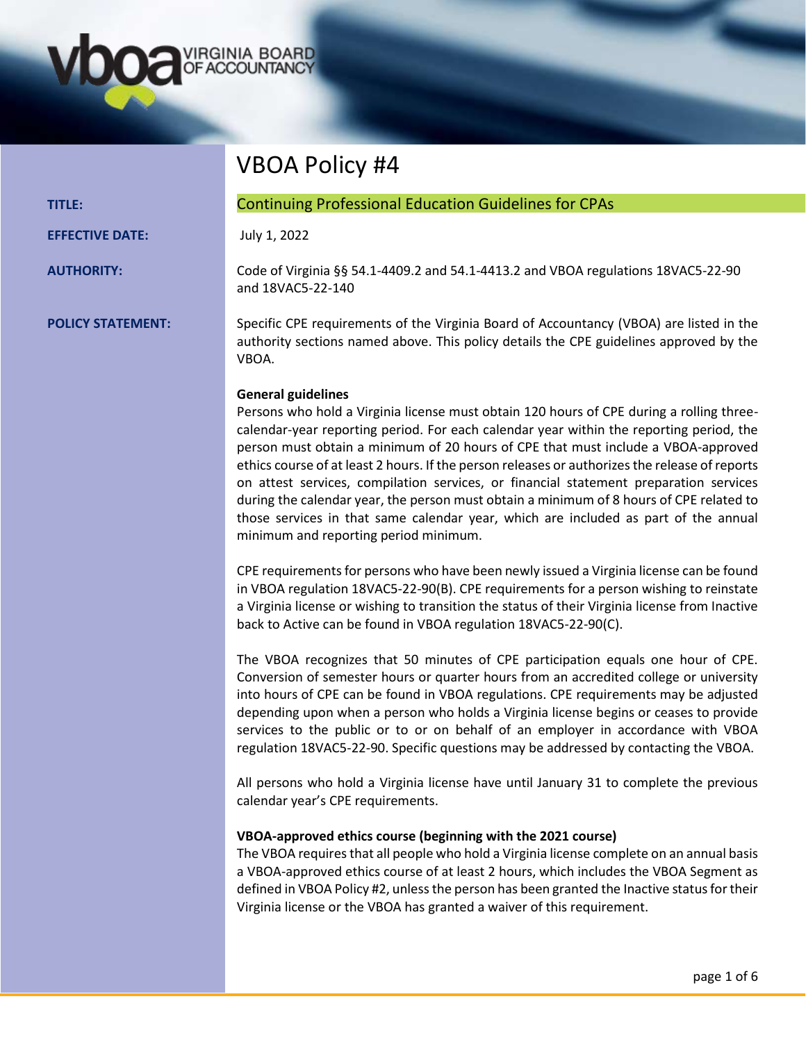VIRGINIA BOARD OF ACCOUNTANCY

# VBOA Policy #4

**TITLE:** Continuing Professional Education Guidelines for CPAs

**EFFECTIVE DATE:** July 1, 2022

**AUTHORITY:** Code of Virginia §§ 54.1-4409.2 and 54.1-4413.2 and VBOA regulations 18VAC5-22-90 and 18VAC5-22-140

**POLICY STATEMENT:** Specific CPE requirements of the Virginia Board of Accountancy (VBOA) are listed in the authority sections named above. This policy details the CPE guidelines approved by the VBOA.

**General guidelines**

Persons who hold a Virginia license must obtain 120 hours of CPE during a rolling three-calendar-year reporting period. For each calendar year within the reporting period, the person must obtain a minimum of 20 hours of CPE that must include a VBOA-approved ethics course of at least 2 hours. If the person releases or authorizes the release of reports on attest services, compilation services, or financial statement preparation services during the calendar year, the person must obtain a minimum of 8 hours of CPE related to those services in that same calendar year, which are included as part of the annual minimum and reporting period minimum.

CPE requirements for persons who have been newly issued a Virginia license can be found in VBOA regulation 18VAC5-22-90(B). CPE requirements for a person wishing to reinstate a Virginia license or wishing to transition the status of their Virginia license from Inactive back to Active can be found in VBOA regulation 18VAC5-22-90(C).

The VBOA recognizes that 50 minutes of CPE participation equals one hour of CPE. Conversion of semester hours or quarter hours from an accredited college or university into hours of CPE can be found in VBOA regulations. CPE requirements may be adjusted depending upon when a person who holds a Virginia license begins or ceases to provide services to the public or to or on behalf of an employer in accordance with VBOA regulation 18VAC5-22-90. Specific questions may be addressed by contacting the VBOA.

All persons who hold a Virginia license have until January 31 to complete the previous calendar year's CPE requirements.

**VBOA-approved ethics course (beginning with the 2021 course)**

The VBOA requires that all people who hold a Virginia license complete on an annual basis a VBOA-approved ethics course of at least 2 hours, which includes the VBOA Segment as defined in VBOA Policy #2, unless the person has been granted the Inactive status for their Virginia license or the VBOA has granted a waiver of this requirement.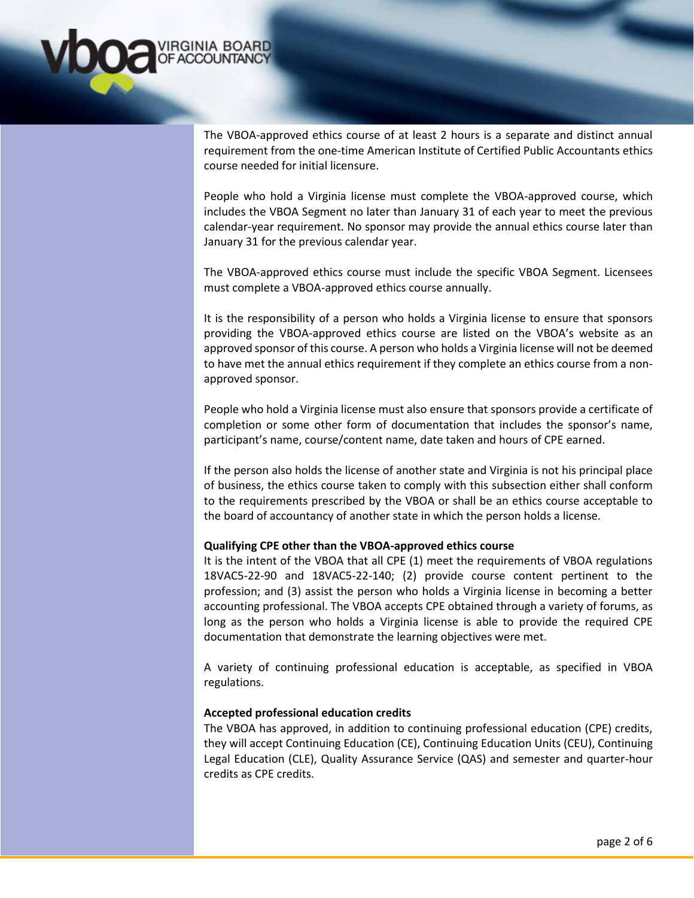The VBOA-approved ethics course of at least 2 hours is a separate and distinct annual requirement from the one-time American Institute of Certified Public Accountants ethics course needed for initial licensure.

People who hold a Virginia license must complete the VBOA-approved course, which includes the VBOA Segment no later than January 31 of each year to meet the previous calendar-year requirement. No sponsor may provide the annual ethics course later than January 31 for the previous calendar year.

The VBOA-approved ethics course must include the specific VBOA Segment. Licensees must complete a VBOA-approved ethics course annually.

It is the responsibility of a person who holds a Virginia license to ensure that sponsors providing the VBOA-approved ethics course are listed on the VBOA's website as an approved sponsor of this course. A person who holds a Virginia license will not be deemed to have met the annual ethics requirement if they complete an ethics course from a non-approved sponsor.

People who hold a Virginia license must also ensure that sponsors provide a certificate of completion or some other form of documentation that includes the sponsor's name, participant's name, course/content name, date taken and hours of CPE earned.

If the person also holds the license of another state and Virginia is not his principal place of business, the ethics course taken to comply with this subsection either shall conform to the requirements prescribed by the VBOA or shall be an ethics course acceptable to the board of accountancy of another state in which the person holds a license.

**Qualifying CPE other than the VBOA-approved ethics course**

It is the intent of the VBOA that all CPE (1) meet the requirements of VBOA regulations 18VAC5-22-90 and 18VAC5-22-140; (2) provide course content pertinent to the profession; and (3) assist the person who holds a Virginia license in becoming a better accounting professional. The VBOA accepts CPE obtained through a variety of forums, as long as the person who holds a Virginia license is able to provide the required CPE documentation that demonstrate the learning objectives were met.

A variety of continuing professional education is acceptable, as specified in VBOA regulations.

**Accepted professional education credits**

The VBOA has approved, in addition to continuing professional education (CPE) credits, they will accept Continuing Education (CE), Continuing Education Units (CEU), Continuing Legal Education (CLE), Quality Assurance Service (QAS) and semester and quarter-hour credits as CPE credits.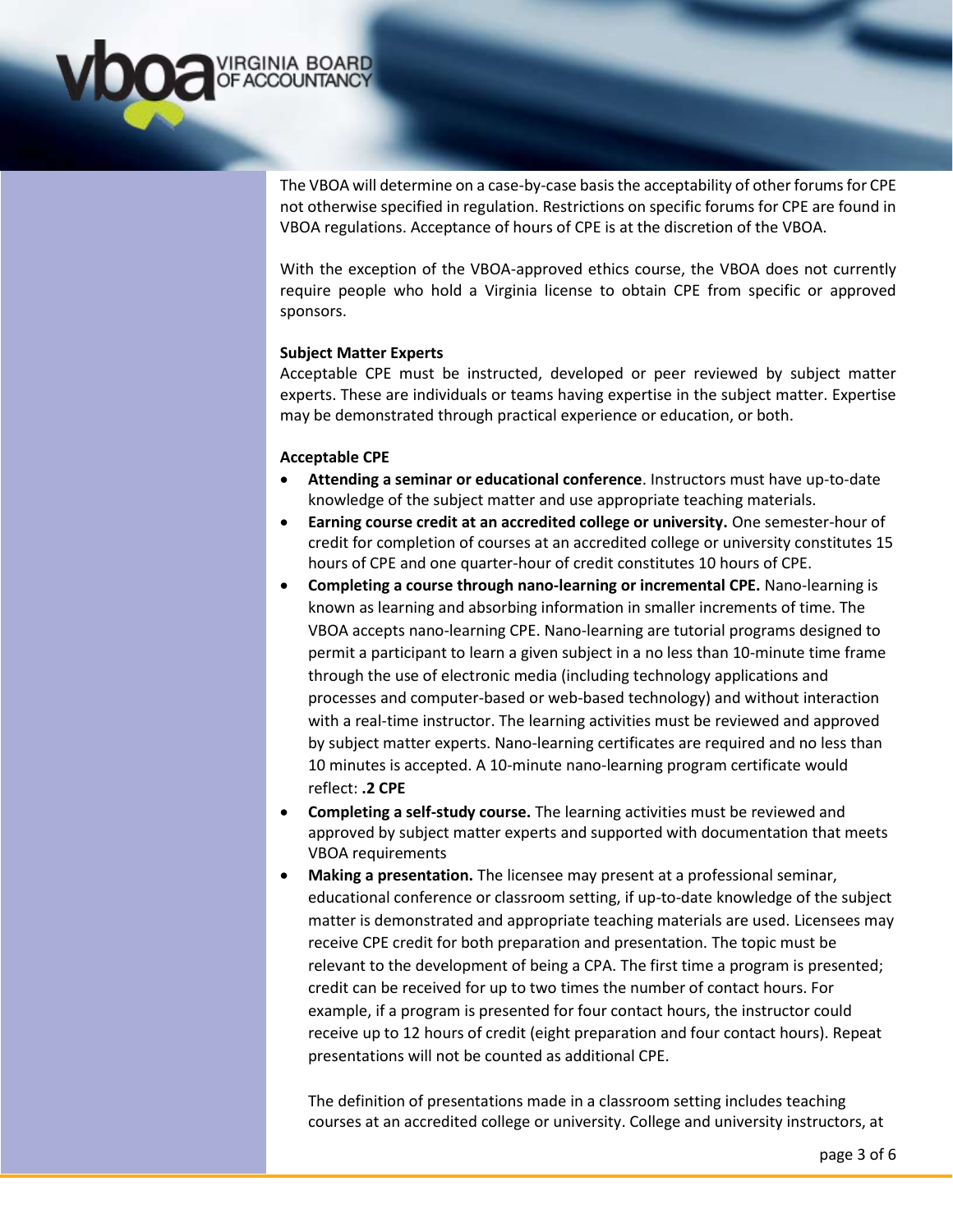The VBOA will determine on a case-by-case basis the acceptability of other forums for CPE not otherwise specified in regulation. Restrictions on specific forums for CPE are found in VBOA regulations. Acceptance of hours of CPE is at the discretion of the VBOA.

With the exception of the VBOA-approved ethics course, the VBOA does not currently require people who hold a Virginia license to obtain CPE from specific or approved sponsors.

**Subject Matter Experts**

Acceptable CPE must be instructed, developed or peer reviewed by subject matter experts. These are individuals or teams having expertise in the subject matter. Expertise may be demonstrated through practical experience or education, or both.

**Acceptable CPE**

- **Attending a seminar or educational conference**. Instructors must have up-to-date knowledge of the subject matter and use appropriate teaching materials.
- **Earning course credit at an accredited college or university.** One semester-hour of credit for completion of courses at an accredited college or university constitutes 15 hours of CPE and one quarter-hour of credit constitutes 10 hours of CPE.
- **Completing a course through nano-learning or incremental CPE.** Nano-learning is known as learning and absorbing information in smaller increments of time. The VBOA accepts nano-learning CPE. Nano-learning are tutorial programs designed to permit a participant to learn a given subject in a no less than 10-minute time frame through the use of electronic media (including technology applications and processes and computer-based or web-based technology) and without interaction with a real-time instructor. The learning activities must be reviewed and approved by subject matter experts. Nano-learning certificates are required and no less than 10 minutes is accepted. A 10-minute nano-learning program certificate would reflect: **.2 CPE**
- **Completing a self-study course.** The learning activities must be reviewed and approved by subject matter experts and supported with documentation that meets VBOA requirements
- **Making a presentation.** The licensee may present at a professional seminar, educational conference or classroom setting, if up-to-date knowledge of the subject matter is demonstrated and appropriate teaching materials are used. Licensees may receive CPE credit for both preparation and presentation. The topic must be relevant to the development of being a CPA. The first time a program is presented; credit can be received for up to two times the number of contact hours. For example, if a program is presented for four contact hours, the instructor could receive up to 12 hours of credit (eight preparation and four contact hours). Repeat presentations will not be counted as additional CPE.

  The definition of presentations made in a classroom setting includes teaching courses at an accredited college or university. College and university instructors, at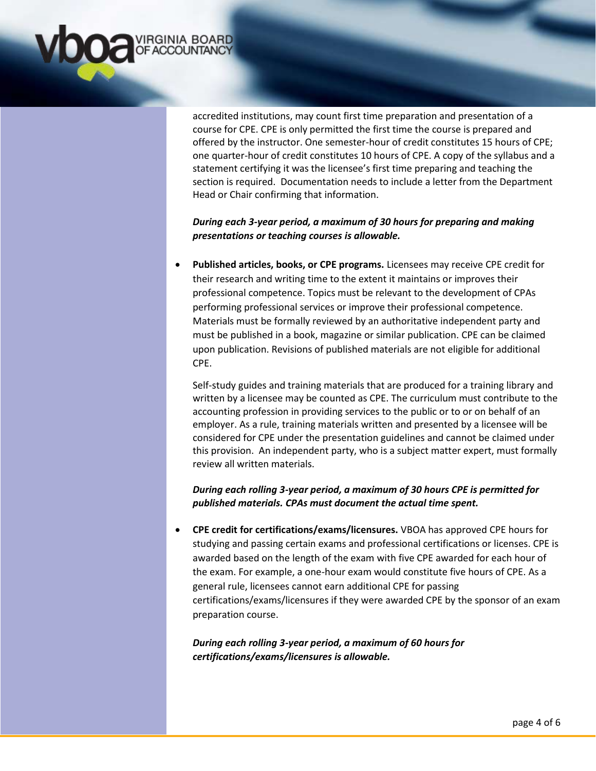accredited institutions, may count first time preparation and presentation of a course for CPE. CPE is only permitted the first time the course is prepared and offered by the instructor. One semester-hour of credit constitutes 15 hours of CPE; one quarter-hour of credit constitutes 10 hours of CPE. A copy of the syllabus and a statement certifying it was the licensee's first time preparing and teaching the section is required. Documentation needs to include a letter from the Department Head or Chair confirming that information.

***During each 3-year period, a maximum of 30 hours for preparing and making presentations or teaching courses is allowable.***

- **Published articles, books, or CPE programs.** Licensees may receive CPE credit for their research and writing time to the extent it maintains or improves their professional competence. Topics must be relevant to the development of CPAs performing professional services or improve their professional competence. Materials must be formally reviewed by an authoritative independent party and must be published in a book, magazine or similar publication. CPE can be claimed upon publication. Revisions of published materials are not eligible for additional CPE.

  Self-study guides and training materials that are produced for a training library and written by a licensee may be counted as CPE. The curriculum must contribute to the accounting profession in providing services to the public or to or on behalf of an employer. As a rule, training materials written and presented by a licensee will be considered for CPE under the presentation guidelines and cannot be claimed under this provision. An independent party, who is a subject matter expert, must formally review all written materials.

  ***During each rolling 3-year period, a maximum of 30 hours CPE is permitted for published materials. CPAs must document the actual time spent.***

- **CPE credit for certifications/exams/licensures.** VBOA has approved CPE hours for studying and passing certain exams and professional certifications or licenses. CPE is awarded based on the length of the exam with five CPE awarded for each hour of the exam. For example, a one-hour exam would constitute five hours of CPE. As a general rule, licensees cannot earn additional CPE for passing certifications/exams/licensures if they were awarded CPE by the sponsor of an exam preparation course.

  ***During each rolling 3-year period, a maximum of 60 hours for certifications/exams/licensures is allowable.***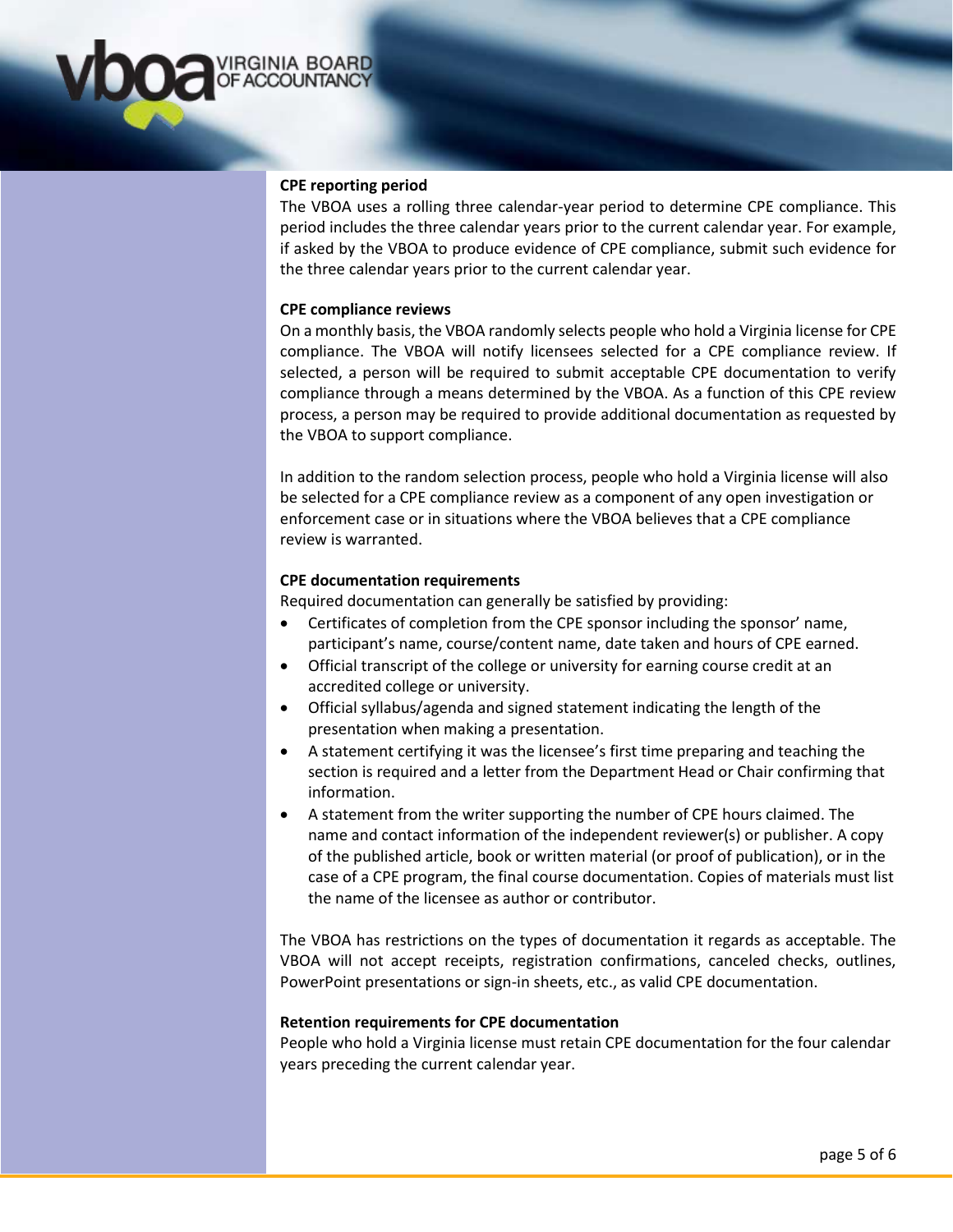**CPE reporting period**

The VBOA uses a rolling three calendar-year period to determine CPE compliance. This period includes the three calendar years prior to the current calendar year. For example, if asked by the VBOA to produce evidence of CPE compliance, submit such evidence for the three calendar years prior to the current calendar year.

**CPE compliance reviews**

On a monthly basis, the VBOA randomly selects people who hold a Virginia license for CPE compliance. The VBOA will notify licensees selected for a CPE compliance review. If selected, a person will be required to submit acceptable CPE documentation to verify compliance through a means determined by the VBOA. As a function of this CPE review process, a person may be required to provide additional documentation as requested by the VBOA to support compliance.

In addition to the random selection process, people who hold a Virginia license will also be selected for a CPE compliance review as a component of any open investigation or enforcement case or in situations where the VBOA believes that a CPE compliance review is warranted.

**CPE documentation requirements**

Required documentation can generally be satisfied by providing:

- Certificates of completion from the CPE sponsor including the sponsor' name, participant's name, course/content name, date taken and hours of CPE earned.
- Official transcript of the college or university for earning course credit at an accredited college or university.
- Official syllabus/agenda and signed statement indicating the length of the presentation when making a presentation.
- A statement certifying it was the licensee's first time preparing and teaching the section is required and a letter from the Department Head or Chair confirming that information.
- A statement from the writer supporting the number of CPE hours claimed. The name and contact information of the independent reviewer(s) or publisher. A copy of the published article, book or written material (or proof of publication), or in the case of a CPE program, the final course documentation. Copies of materials must list the name of the licensee as author or contributor.

The VBOA has restrictions on the types of documentation it regards as acceptable. The VBOA will not accept receipts, registration confirmations, canceled checks, outlines, PowerPoint presentations or sign-in sheets, etc., as valid CPE documentation.

**Retention requirements for CPE documentation**

People who hold a Virginia license must retain CPE documentation for the four calendar years preceding the current calendar year.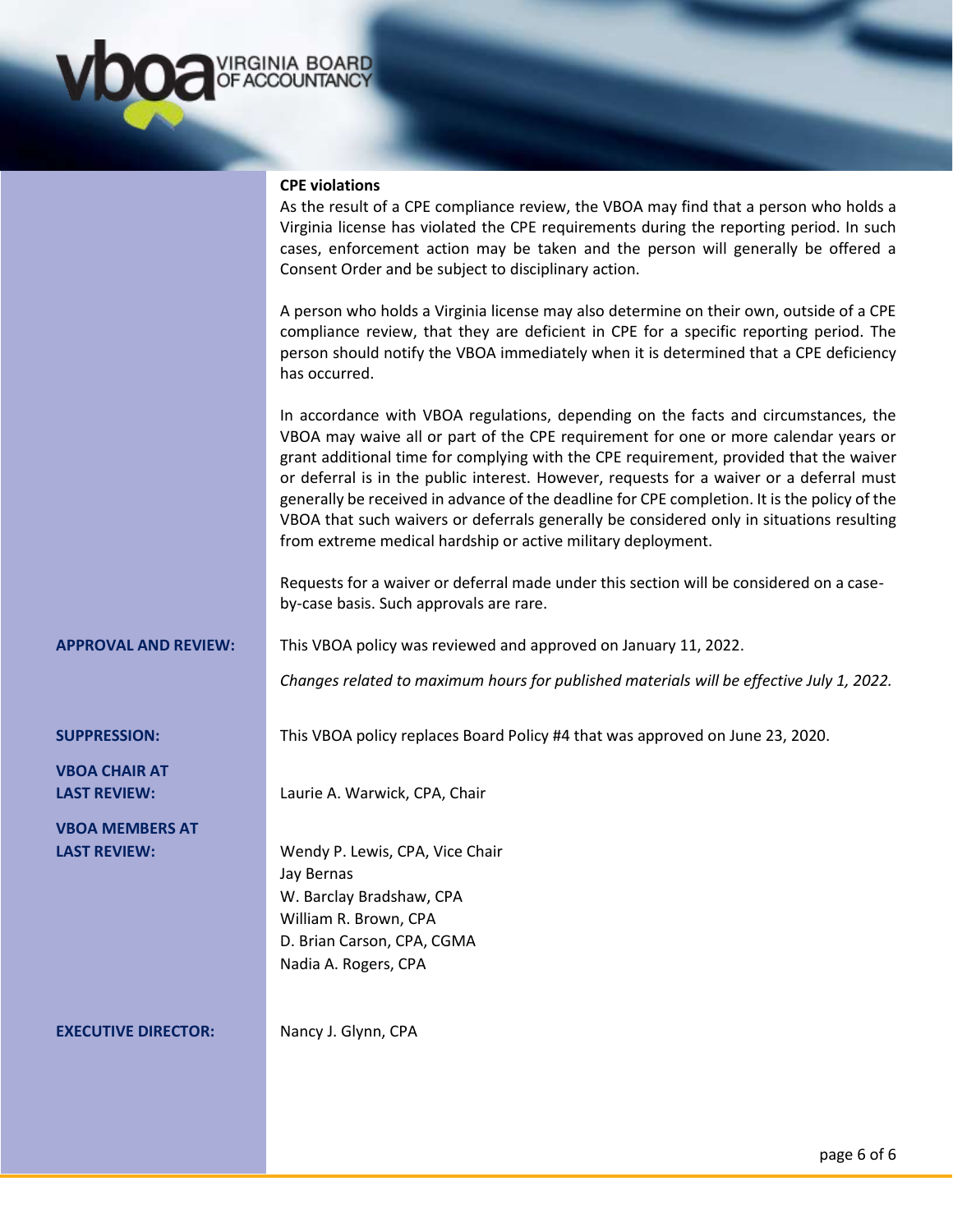**CPE violations**

As the result of a CPE compliance review, the VBOA may find that a person who holds a Virginia license has violated the CPE requirements during the reporting period. In such cases, enforcement action may be taken and the person will generally be offered a Consent Order and be subject to disciplinary action.

A person who holds a Virginia license may also determine on their own, outside of a CPE compliance review, that they are deficient in CPE for a specific reporting period. The person should notify the VBOA immediately when it is determined that a CPE deficiency has occurred.

In accordance with VBOA regulations, depending on the facts and circumstances, the VBOA may waive all or part of the CPE requirement for one or more calendar years or grant additional time for complying with the CPE requirement, provided that the waiver or deferral is in the public interest. However, requests for a waiver or a deferral must generally be received in advance of the deadline for CPE completion. It is the policy of the VBOA that such waivers or deferrals generally be considered only in situations resulting from extreme medical hardship or active military deployment.

Requests for a waiver or deferral made under this section will be considered on a case-by-case basis. Such approvals are rare.

**APPROVAL AND REVIEW:** This VBOA policy was reviewed and approved on January 11, 2022.

*Changes related to maximum hours for published materials will be effective July 1, 2022.*

**SUPPRESSION:** This VBOA policy replaces Board Policy #4 that was approved on June 23, 2020.

**VBOA CHAIR AT LAST REVIEW:** Laurie A. Warwick, CPA, Chair

**VBOA MEMBERS AT LAST REVIEW:**

Wendy P. Lewis, CPA, Vice Chair
Jay Bernas
W. Barclay Bradshaw, CPA
William R. Brown, CPA
D. Brian Carson, CPA, CGMA
Nadia A. Rogers, CPA

**EXECUTIVE DIRECTOR:** Nancy J. Glynn, CPA